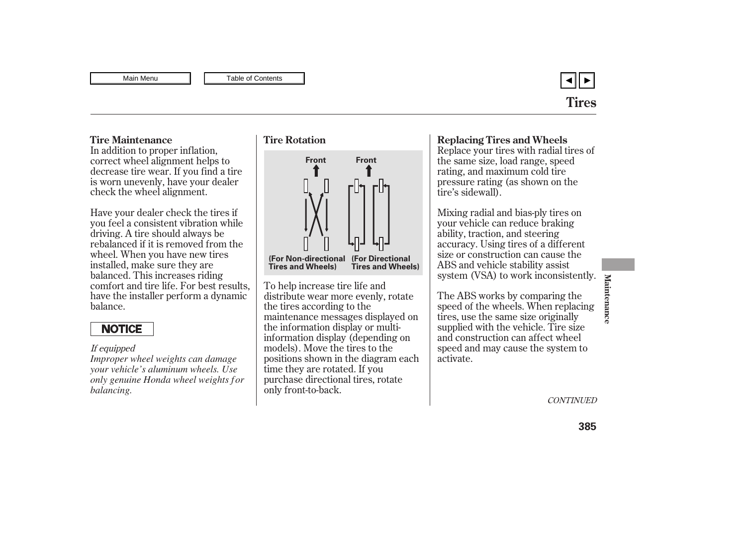# Tires

## Tire Maintenance

In addition to proper inflation, correct wheel alignment helps to decrease tire wear. If you find a tire is worn unevenly, have your dealer check the wheel alignment.

Have your dealer check the tires if you feel a consistent vibration while driving. A tire should always be rebalanced if it is removed from the wheel. When you have new tires installed, make sure they are balanced. This increases riding comfort and tire life. For best results, have the installer perform a dynamic balance.

**NOTICE**

*If equipped*
*Improper wheel weights can damage your vehicle's aluminum wheels. Use only genuine Honda wheel weights for balancing.*

## Tire Rotation

Front Front

(For Non-directional Tires and Wheels) (For Directional Tires and Wheels)

To help increase tire life and distribute wear more evenly, rotate the tires according to the maintenance messages displayed on the information display or multi-information display (depending on models). Move the tires to the positions shown in the diagram each time they are rotated. If you purchase directional tires, rotate only front-to-back.

## Replacing Tires and Wheels

Replace your tires with radial tires of the same size, load range, speed rating, and maximum cold tire pressure rating (as shown on the tire's sidewall).

Mixing radial and bias-ply tires on your vehicle can reduce braking ability, traction, and steering accuracy. Using tires of a different size or construction can cause the ABS and vehicle stability assist system (VSA) to work inconsistently.

The ABS works by comparing the speed of the wheels. When replacing tires, use the same size originally supplied with the vehicle. Tire size and construction can affect wheel speed and may cause the system to activate.

*CONTINUED*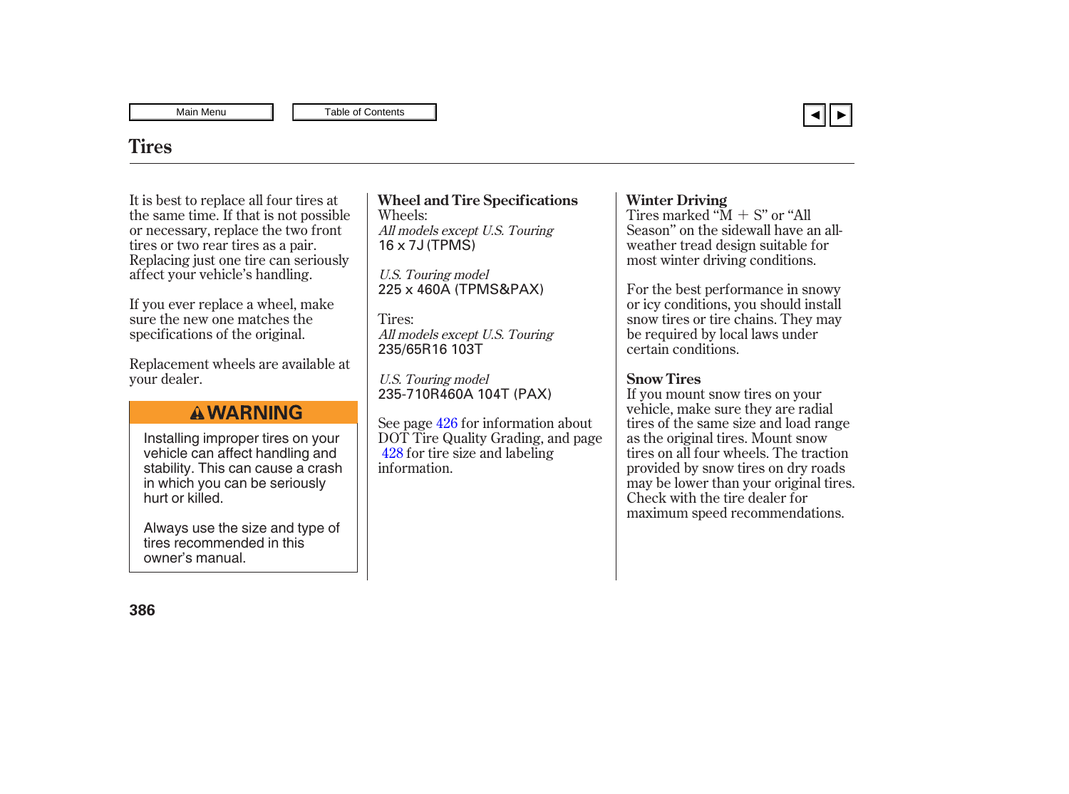# Tires

It is best to replace all four tires at the same time. If that is not possible or necessary, replace the two front tires or two rear tires as a pair. Replacing just one tire can seriously affect your vehicle's handling.

If you ever replace a wheel, make sure the new one matches the specifications of the original.

Replacement wheels are available at your dealer.

> **⚠WARNING**
>
> Installing improper tires on your vehicle can affect handling and stability. This can cause a crash in which you can be seriously hurt or killed.
>
> Always use the size and type of tires recommended in this owner's manual.

### Wheel and Tire Specifications

Wheels:

*All models except U.S. Touring*
16 x 7J (TPMS)

*U.S. Touring model*
225 x 460A (TPMS&PAX)

Tires:

*All models except U.S. Touring*
235/65R16 103T

*U.S. Touring model*
235-710R460A 104T (PAX)

See page 426 for information about DOT Tire Quality Grading, and page 428 for tire size and labeling information.

### Winter Driving

Tires marked "M + S" or "All Season" on the sidewall have an all-weather tread design suitable for most winter driving conditions.

For the best performance in snowy or icy conditions, you should install snow tires or tire chains. They may be required by local laws under certain conditions.

### Snow Tires

If you mount snow tires on your vehicle, make sure they are radial tires of the same size and load range as the original tires. Mount snow tires on all four wheels. The traction provided by snow tires on dry roads may be lower than your original tires. Check with the tire dealer for maximum speed recommendations.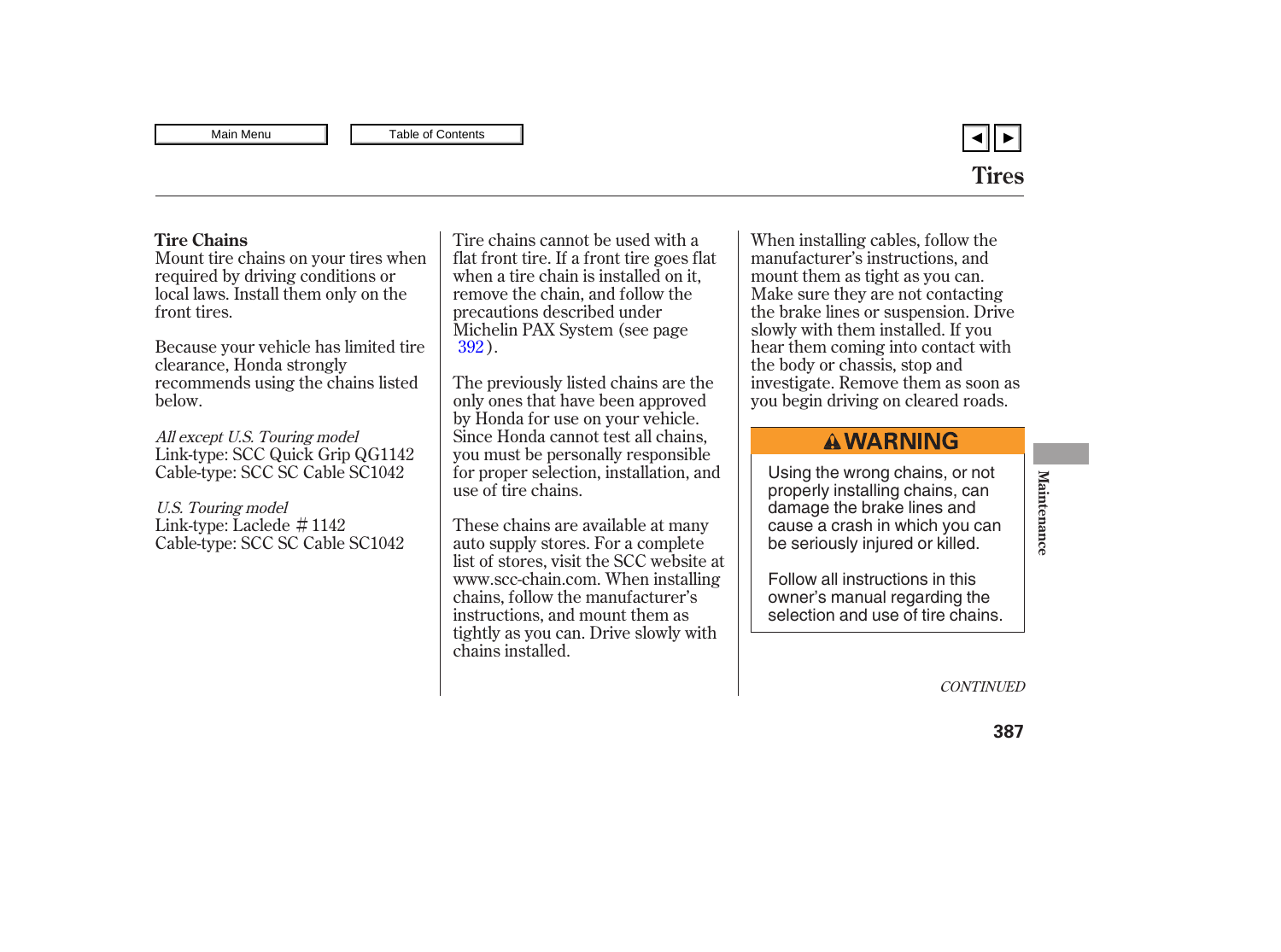## Tires

### Tire Chains

Mount tire chains on your tires when required by driving conditions or local laws. Install them only on the front tires.

Because your vehicle has limited tire clearance, Honda strongly recommends using the chains listed below.

*All except U.S. Touring model*
Link-type: SCC Quick Grip QG1142
Cable-type: SCC SC Cable SC1042

*U.S. Touring model*
Link-type: Laclede #1142
Cable-type: SCC SC Cable SC1042

Tire chains cannot be used with a flat front tire. If a front tire goes flat when a tire chain is installed on it, remove the chain, and follow the precautions described under Michelin PAX System (see page 392).

The previously listed chains are the only ones that have been approved by Honda for use on your vehicle. Since Honda cannot test all chains, you must be personally responsible for proper selection, installation, and use of tire chains.

These chains are available at many auto supply stores. For a complete list of stores, visit the SCC website at www.scc-chain.com. When installing chains, follow the manufacturer's instructions, and mount them as tightly as you can. Drive slowly with chains installed.

When installing cables, follow the manufacturer's instructions, and mount them as tight as you can. Make sure they are not contacting the brake lines or suspension. Drive slowly with them installed. If you hear them coming into contact with the body or chassis, stop and investigate. Remove them as soon as you begin driving on cleared roads.

**⚠WARNING**

Using the wrong chains, or not properly installing chains, can damage the brake lines and cause a crash in which you can be seriously injured or killed.

Follow all instructions in this owner's manual regarding the selection and use of tire chains.

*CONTINUED*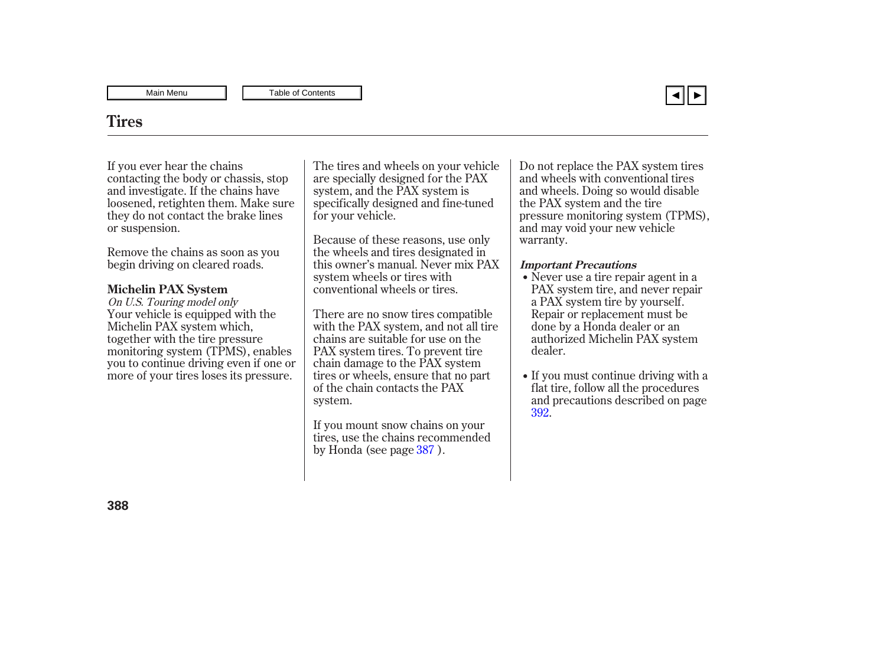# Tires

If you ever hear the chains contacting the body or chassis, stop and investigate. If the chains have loosened, retighten them. Make sure they do not contact the brake lines or suspension.

Remove the chains as soon as you begin driving on cleared roads.

**Michelin PAX System**

*On U.S. Touring model only*

Your vehicle is equipped with the Michelin PAX system which, together with the tire pressure monitoring system (TPMS), enables you to continue driving even if one or more of your tires loses its pressure.

The tires and wheels on your vehicle are specially designed for the PAX system, and the PAX system is specifically designed and fine-tuned for your vehicle.

Because of these reasons, use only the wheels and tires designated in this owner's manual. Never mix PAX system wheels or tires with conventional wheels or tires.

There are no snow tires compatible with the PAX system, and not all tire chains are suitable for use on the PAX system tires. To prevent tire chain damage to the PAX system tires or wheels, ensure that no part of the chain contacts the PAX system.

If you mount snow chains on your tires, use the chains recommended by Honda (see page 387 ).

Do not replace the PAX system tires and wheels with conventional tires and wheels. Doing so would disable the PAX system and the tire pressure monitoring system (TPMS), and may void your new vehicle warranty.

***Important Precautions***

- Never use a tire repair agent in a PAX system tire, and never repair a PAX system tire by yourself. Repair or replacement must be done by a Honda dealer or an authorized Michelin PAX system dealer.

- If you must continue driving with a flat tire, follow all the procedures and precautions described on page 392.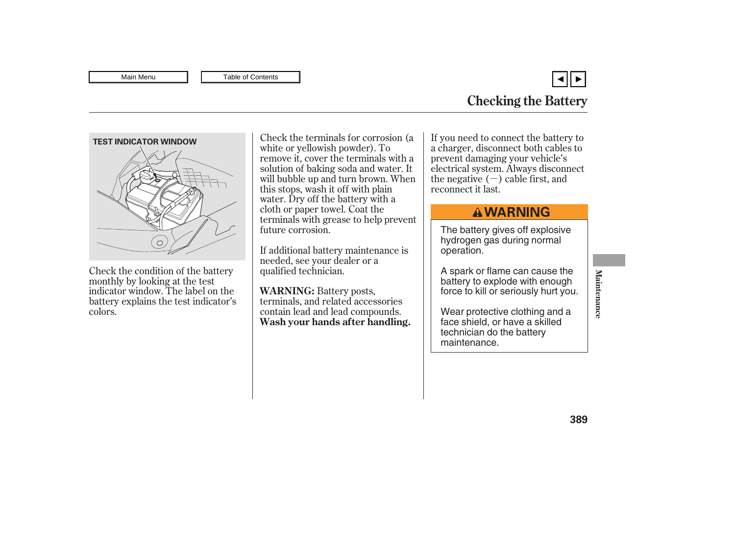# Checking the Battery

TEST INDICATOR WINDOW

Check the condition of the battery monthly by looking at the test indicator window. The label on the battery explains the test indicator's colors.

Check the terminals for corrosion (a white or yellowish powder). To remove it, cover the terminals with a solution of baking soda and water. It will bubble up and turn brown. When this stops, wash it off with plain water. Dry off the battery with a cloth or paper towel. Coat the terminals with grease to help prevent future corrosion.

If additional battery maintenance is needed, see your dealer or a qualified technician.

**WARNING:** Battery posts, terminals, and related accessories contain lead and lead compounds. **Wash your hands after handling.**

If you need to connect the battery to a charger, disconnect both cables to prevent damaging your vehicle's electrical system. Always disconnect the negative (−) cable first, and reconnect it last.

**⚠WARNING**

The battery gives off explosive hydrogen gas during normal operation.

A spark or flame can cause the battery to explode with enough force to kill or seriously hurt you.

Wear protective clothing and a face shield, or have a skilled technician do the battery maintenance.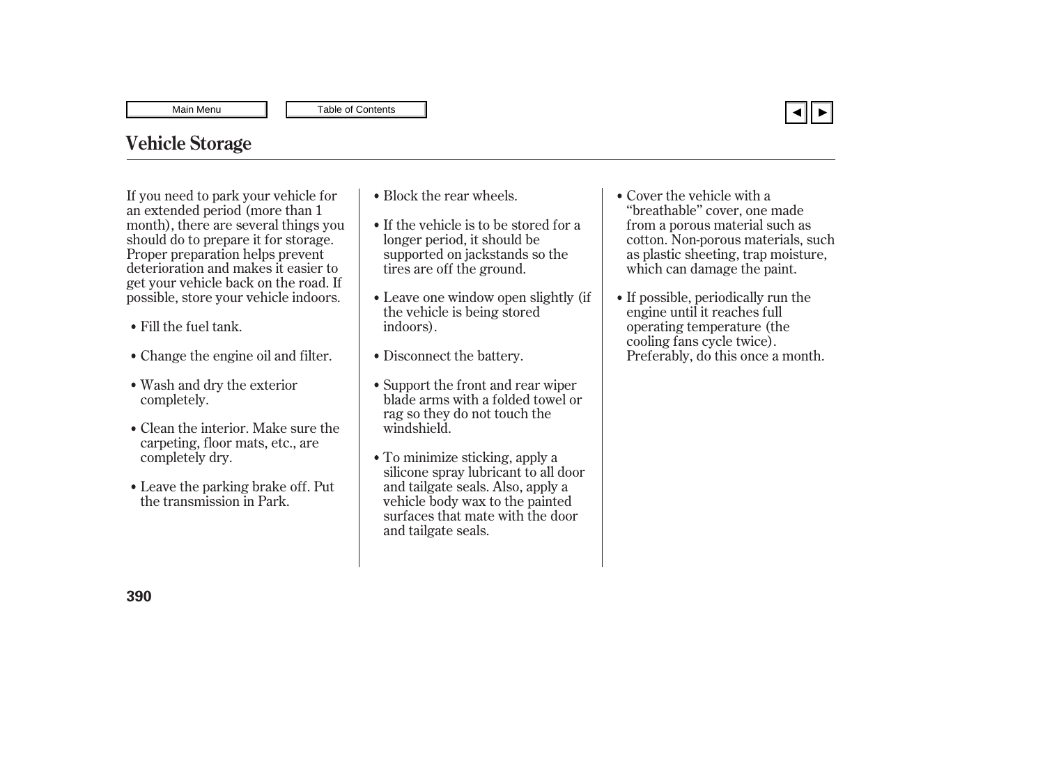# Vehicle Storage

If you need to park your vehicle for an extended period (more than 1 month), there are several things you should do to prepare it for storage. Proper preparation helps prevent deterioration and makes it easier to get your vehicle back on the road. If possible, store your vehicle indoors.

- Fill the fuel tank.
- Change the engine oil and filter.
- Wash and dry the exterior completely.
- Clean the interior. Make sure the carpeting, floor mats, etc., are completely dry.
- Leave the parking brake off. Put the transmission in Park.
- Block the rear wheels.
- If the vehicle is to be stored for a longer period, it should be supported on jackstands so the tires are off the ground.
- Leave one window open slightly (if the vehicle is being stored indoors).
- Disconnect the battery.
- Support the front and rear wiper blade arms with a folded towel or rag so they do not touch the windshield.
- To minimize sticking, apply a silicone spray lubricant to all door and tailgate seals. Also, apply a vehicle body wax to the painted surfaces that mate with the door and tailgate seals.
- Cover the vehicle with a "breathable" cover, one made from a porous material such as cotton. Non-porous materials, such as plastic sheeting, trap moisture, which can damage the paint.
- If possible, periodically run the engine until it reaches full operating temperature (the cooling fans cycle twice). Preferably, do this once a month.